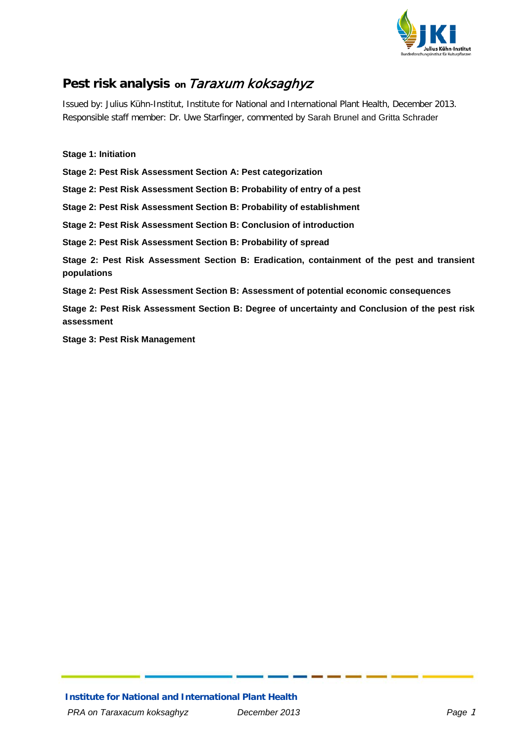# Pest risk analysis on *Taraxum koksaghyz*

Issued by: Julius Kühn-Institut, Institute for National and International Plant Health, December 2013. Responsible staff member: Dr. Uwe Starfinger, commented by Sarah Brunel and Gritta Schrader

**Stage 1: Initiation**

**Stage 2: Pest Risk Assessment Section A: Pest categorization**

**Stage 2: Pest Risk Assessment Section B: Probability of entry of a pest**

**Stage 2: Pest Risk Assessment Section B: Probability of establishment**

**Stage 2: Pest Risk Assessment Section B: Conclusion of introduction**

**Stage 2: Pest Risk Assessment Section B: Probability of spread**

**Stage 2: Pest Risk Assessment Section B: Eradication, containment of the pest and transient populations**

**Stage 2: Pest Risk Assessment Section B: Assessment of potential economic consequences**

**Stage 2: Pest Risk Assessment Section B: Degree of uncertainty and Conclusion of the pest risk assessment**

**Stage 3: Pest Risk Management**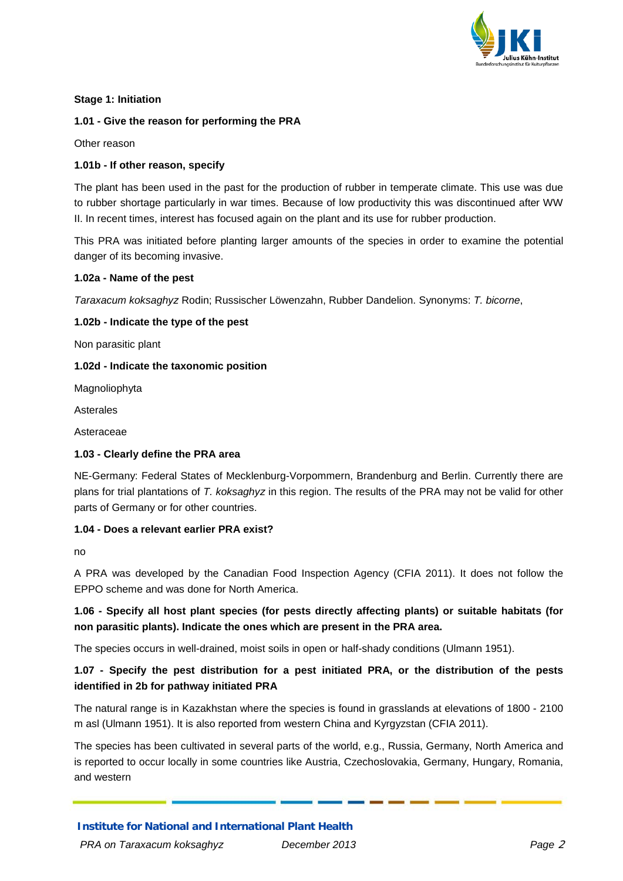## Stage 1: Initiation

### 1.01 - Give the reason for performing the PRA

Other reason

### 1.01b - If other reason, specify

The plant has been used in the past for the production of rubber in temperate climate. This use was due to rubber shortage particularly in war times. Because of low productivity this was discontinued after WW II. In recent times, interest has focused again on the plant and its use for rubber production.

This PRA was initiated before planting larger amounts of the species in order to examine the potential danger of its becoming invasive.

### 1.02a - Name of the pest

*Taraxacum koksaghyz* Rodin; Russischer Löwenzahn, Rubber Dandelion. Synonyms: *T. bicorne*,

### 1.02b - Indicate the type of the pest

Non parasitic plant

### 1.02d - Indicate the taxonomic position

Magnoliophyta

Asterales

Asteraceae

### 1.03 - Clearly define the PRA area

NE-Germany: Federal States of Mecklenburg-Vorpommern, Brandenburg and Berlin. Currently there are plans for trial plantations of *T. koksaghyz* in this region. The results of the PRA may not be valid for other parts of Germany or for other countries.

### 1.04 - Does a relevant earlier PRA exist?

no

A PRA was developed by the Canadian Food Inspection Agency (CFIA 2011). It does not follow the EPPO scheme and was done for North America.

### 1.06 - Specify all host plant species (for pests directly affecting plants) or suitable habitats (for non parasitic plants). Indicate the ones which are present in the PRA area.

The species occurs in well-drained, moist soils in open or half-shady conditions (Ulmann 1951).

### 1.07 - Specify the pest distribution for a pest initiated PRA, or the distribution of the pests identified in 2b for pathway initiated PRA

The natural range is in Kazakhstan where the species is found in grasslands at elevations of 1800 - 2100 m asl (Ulmann 1951). It is also reported from western China and Kyrgyzstan (CFIA 2011).

The species has been cultivated in several parts of the world, e.g., Russia, Germany, North America and is reported to occur locally in some countries like Austria, Czechoslovakia, Germany, Hungary, Romania, and western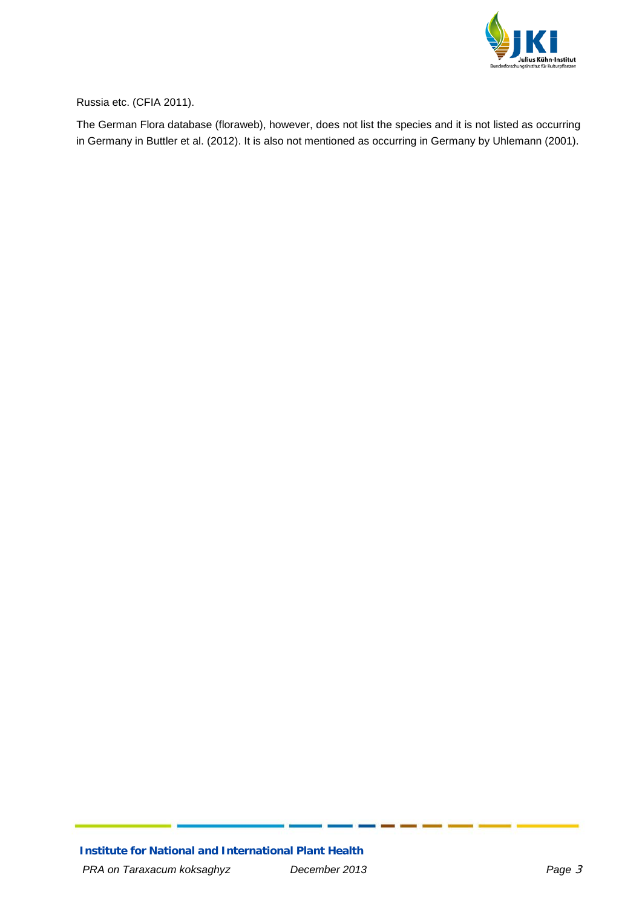Russia etc. (CFIA 2011).

The German Flora database (floraweb), however, does not list the species and it is not listed as occurring in Germany in Buttler et al. (2012). It is also not mentioned as occurring in Germany by Uhlemann (2001).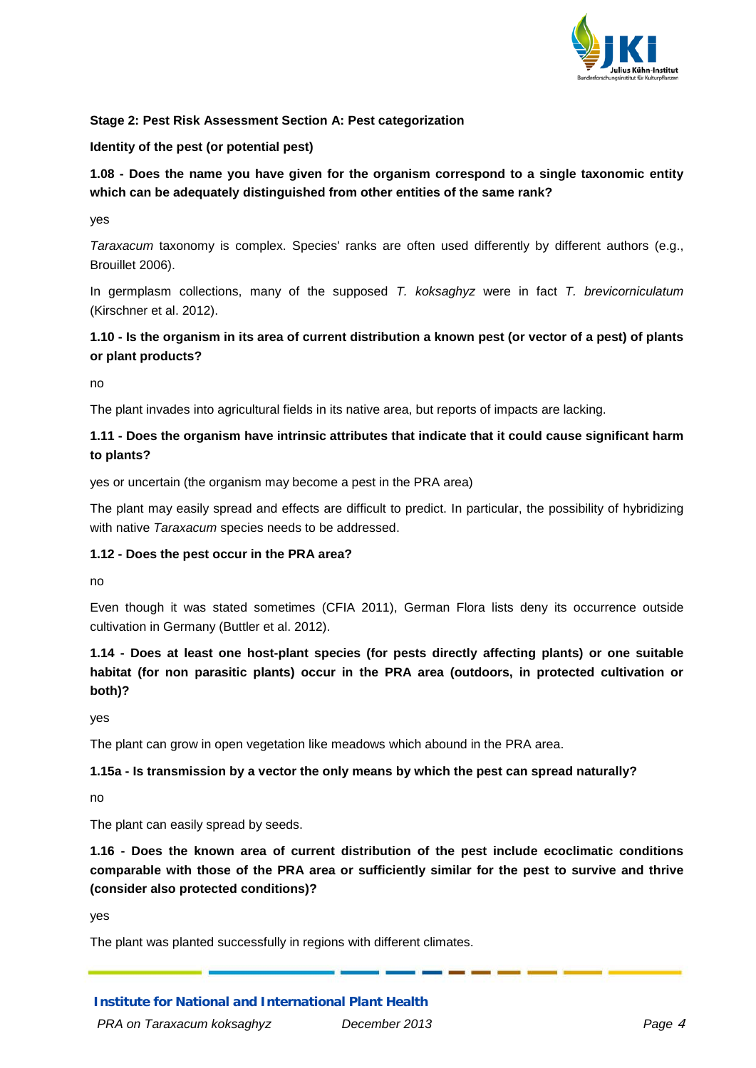**Stage 2: Pest Risk Assessment Section A: Pest categorization**

**Identity of the pest (or potential pest)**

**1.08 - Does the name you have given for the organism correspond to a single taxonomic entity which can be adequately distinguished from other entities of the same rank?**

yes

*Taraxacum* taxonomy is complex. Species' ranks are often used differently by different authors (e.g., Brouillet 2006).

In germplasm collections, many of the supposed *T. koksaghyz* were in fact *T. brevicorniculatum* (Kirschner et al. 2012).

**1.10 - Is the organism in its area of current distribution a known pest (or vector of a pest) of plants or plant products?**

no

The plant invades into agricultural fields in its native area, but reports of impacts are lacking.

**1.11 - Does the organism have intrinsic attributes that indicate that it could cause significant harm to plants?**

yes or uncertain (the organism may become a pest in the PRA area)

The plant may easily spread and effects are difficult to predict. In particular, the possibility of hybridizing with native *Taraxacum* species needs to be addressed.

**1.12 - Does the pest occur in the PRA area?**

no

Even though it was stated sometimes (CFIA 2011), German Flora lists deny its occurrence outside cultivation in Germany (Buttler et al. 2012).

**1.14 - Does at least one host-plant species (for pests directly affecting plants) or one suitable habitat (for non parasitic plants) occur in the PRA area (outdoors, in protected cultivation or both)?**

yes

The plant can grow in open vegetation like meadows which abound in the PRA area.

**1.15a - Is transmission by a vector the only means by which the pest can spread naturally?**

no

The plant can easily spread by seeds.

**1.16 - Does the known area of current distribution of the pest include ecoclimatic conditions comparable with those of the PRA area or sufficiently similar for the pest to survive and thrive (consider also protected conditions)?**

yes

The plant was planted successfully in regions with different climates.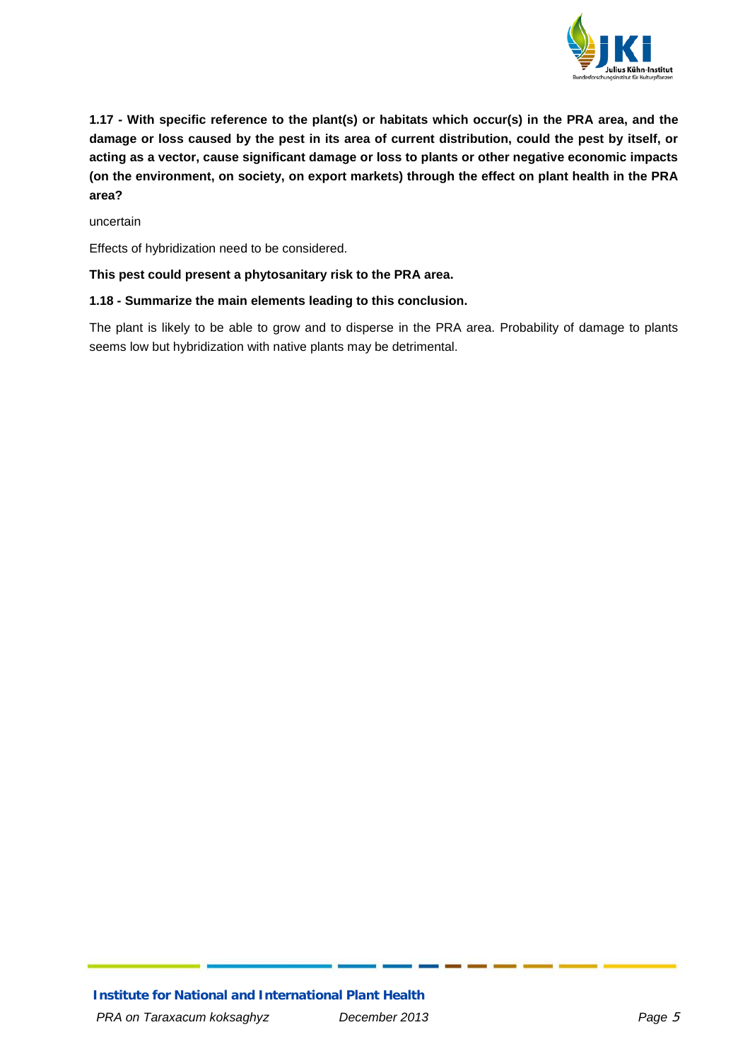**1.17 - With specific reference to the plant(s) or habitats which occur(s) in the PRA area, and the damage or loss caused by the pest in its area of current distribution, could the pest by itself, or acting as a vector, cause significant damage or loss to plants or other negative economic impacts (on the environment, on society, on export markets) through the effect on plant health in the PRA area?**

uncertain

Effects of hybridization need to be considered.

**This pest could present a phytosanitary risk to the PRA area.**

**1.18 - Summarize the main elements leading to this conclusion.**

The plant is likely to be able to grow and to disperse in the PRA area. Probability of damage to plants seems low but hybridization with native plants may be detrimental.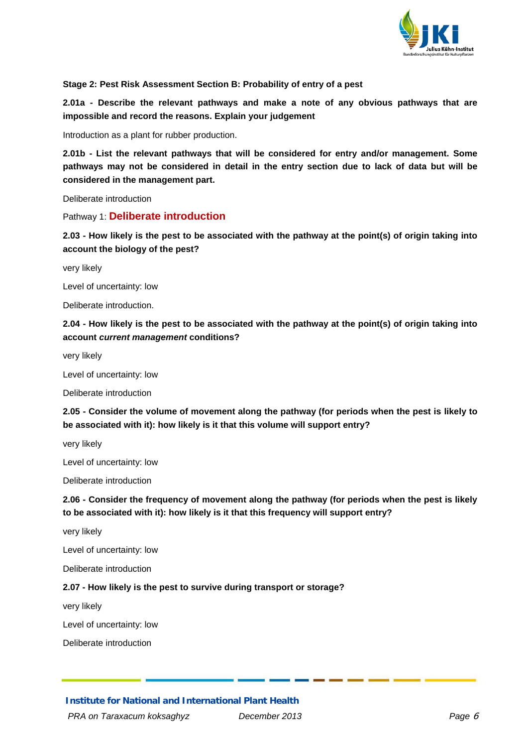**Stage 2: Pest Risk Assessment Section B: Probability of entry of a pest**

**2.01a - Describe the relevant pathways and make a note of any obvious pathways that are impossible and record the reasons. Explain your judgement**

Introduction as a plant for rubber production.

**2.01b - List the relevant pathways that will be considered for entry and/or management. Some pathways may not be considered in detail in the entry section due to lack of data but will be considered in the management part.**

Deliberate introduction

Pathway 1: **Deliberate introduction**

**2.03 - How likely is the pest to be associated with the pathway at the point(s) of origin taking into account the biology of the pest?**

very likely

Level of uncertainty: low

Deliberate introduction.

**2.04 - How likely is the pest to be associated with the pathway at the point(s) of origin taking into account *current management* conditions?**

very likely

Level of uncertainty: low

Deliberate introduction

**2.05 - Consider the volume of movement along the pathway (for periods when the pest is likely to be associated with it): how likely is it that this volume will support entry?**

very likely

Level of uncertainty: low

Deliberate introduction

**2.06 - Consider the frequency of movement along the pathway (for periods when the pest is likely to be associated with it): how likely is it that this frequency will support entry?**

very likely

Level of uncertainty: low

Deliberate introduction

**2.07 - How likely is the pest to survive during transport or storage?**

very likely

Level of uncertainty: low

Deliberate introduction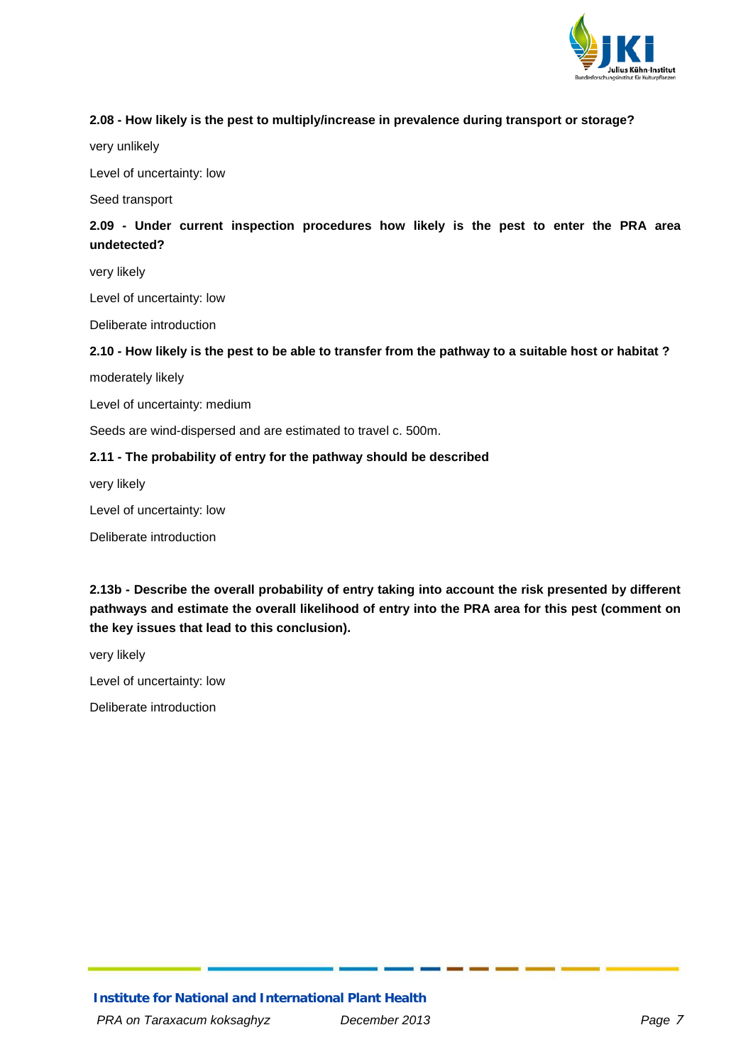**2.08 - How likely is the pest to multiply/increase in prevalence during transport or storage?**

very unlikely

Level of uncertainty: low

Seed transport

**2.09 - Under current inspection procedures how likely is the pest to enter the PRA area undetected?**

very likely

Level of uncertainty: low

Deliberate introduction

**2.10 - How likely is the pest to be able to transfer from the pathway to a suitable host or habitat ?**

moderately likely

Level of uncertainty: medium

Seeds are wind-dispersed and are estimated to travel c. 500m.

**2.11 - The probability of entry for the pathway should be described**

very likely

Level of uncertainty: low

Deliberate introduction

**2.13b - Describe the overall probability of entry taking into account the risk presented by different pathways and estimate the overall likelihood of entry into the PRA area for this pest (comment on the key issues that lead to this conclusion).**

very likely

Level of uncertainty: low

Deliberate introduction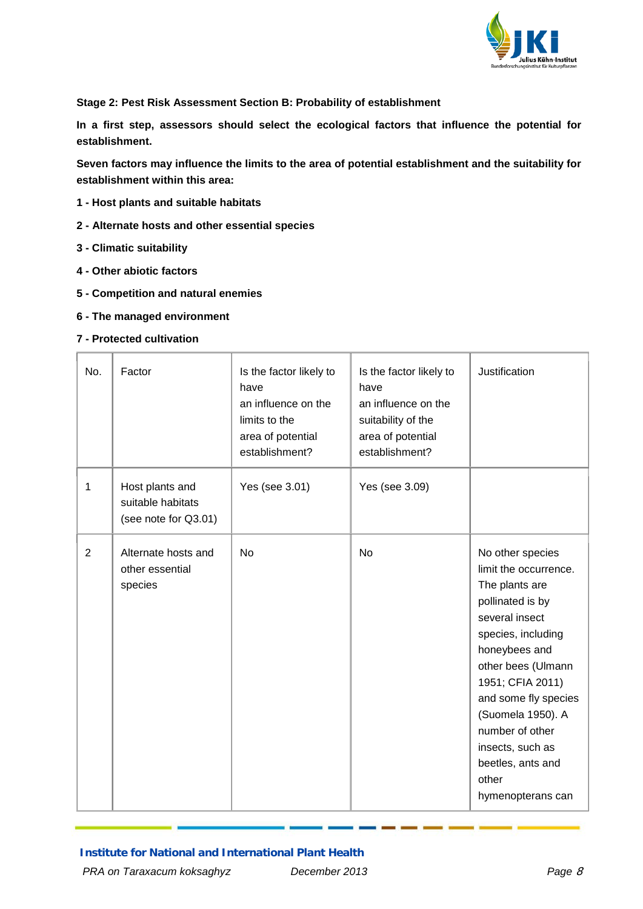**Stage 2: Pest Risk Assessment Section B: Probability of establishment**

**In a first step, assessors should select the ecological factors that influence the potential for establishment.**

**Seven factors may influence the limits to the area of potential establishment and the suitability for establishment within this area:**

**1 - Host plants and suitable habitats**

**2 - Alternate hosts and other essential species**

**3 - Climatic suitability**

**4 - Other abiotic factors**

**5 - Competition and natural enemies**

**6 - The managed environment**

**7 - Protected cultivation**

| No. | Factor | Is the factor likely to have an influence on the limits to the area of potential establishment? | Is the factor likely to have an influence on the suitability of the area of potential establishment? | Justification |
|---|---|---|---|---|
| 1 | Host plants and suitable habitats (see note for Q3.01) | Yes (see 3.01) | Yes (see 3.09) | |
| 2 | Alternate hosts and other essential species | No | No | No other species limit the occurrence. The plants are pollinated is by several insect species, including honeybees and other bees (Ulmann 1951; CFIA 2011) and some fly species (Suomela 1950). A number of other insects, such as beetles, ants and other hymenopterans can |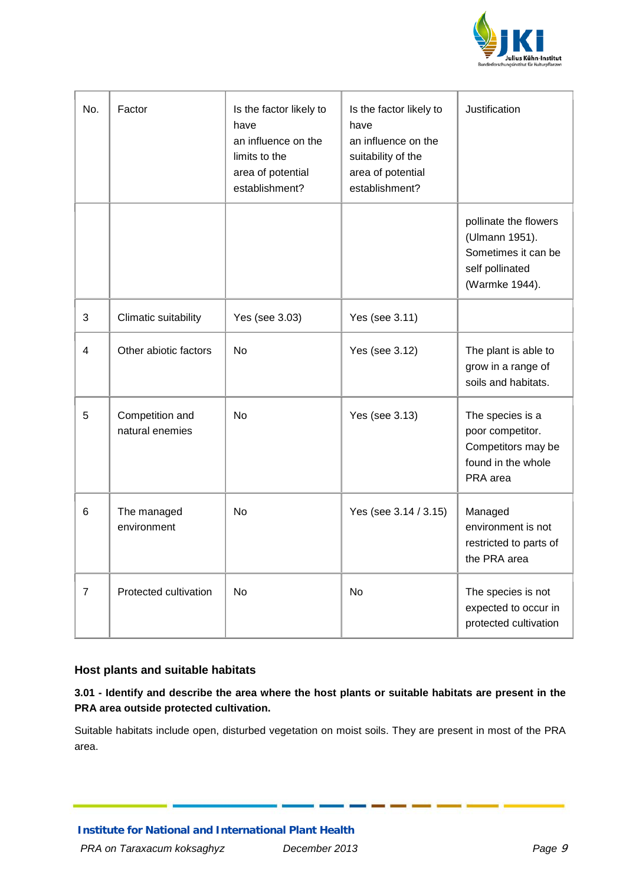| No. | Factor | Is the factor likely to have an influence on the limits to the area of potential establishment? | Is the factor likely to have an influence on the suitability of the area of potential establishment? | Justification |
|---|---|---|---|---|
| | | | | pollinate the flowers (Ulmann 1951). Sometimes it can be self pollinated (Warmke 1944). |
| 3 | Climatic suitability | Yes (see 3.03) | Yes (see 3.11) | |
| 4 | Other abiotic factors | No | Yes (see 3.12) | The plant is able to grow in a range of soils and habitats. |
| 5 | Competition and natural enemies | No | Yes (see 3.13) | The species is a poor competitor. Competitors may be found in the whole PRA area |
| 6 | The managed environment | No | Yes (see 3.14 / 3.15) | Managed environment is not restricted to parts of the PRA area |
| 7 | Protected cultivation | No | No | The species is not expected to occur in protected cultivation |

### Host plants and suitable habitats

**3.01 - Identify and describe the area where the host plants or suitable habitats are present in the PRA area outside protected cultivation.**

Suitable habitats include open, disturbed vegetation on moist soils. They are present in most of the PRA area.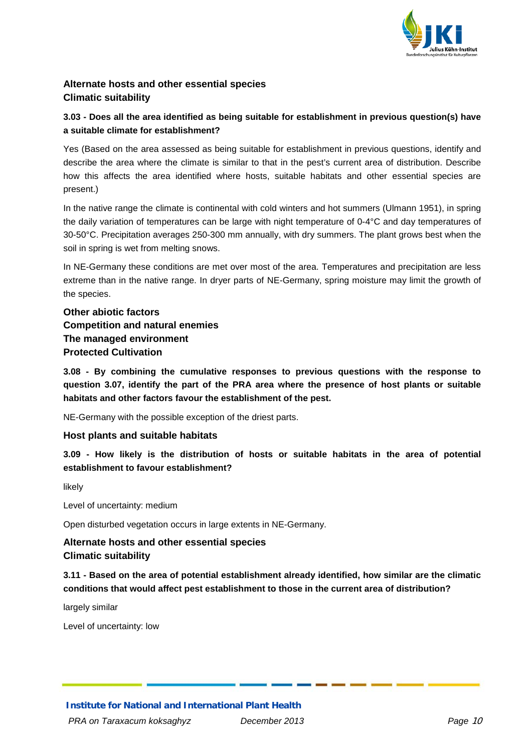### Alternate hosts and other essential species
### Climatic suitability

**3.03 - Does all the area identified as being suitable for establishment in previous question(s) have a suitable climate for establishment?**

Yes (Based on the area assessed as being suitable for establishment in previous questions, identify and describe the area where the climate is similar to that in the pest's current area of distribution. Describe how this affects the area identified where hosts, suitable habitats and other essential species are present.)

In the native range the climate is continental with cold winters and hot summers (Ulmann 1951), in spring the daily variation of temperatures can be large with night temperature of 0-4°C and day temperatures of 30-50°C. Precipitation averages 250-300 mm annually, with dry summers. The plant grows best when the soil in spring is wet from melting snows.

In NE-Germany these conditions are met over most of the area. Temperatures and precipitation are less extreme than in the native range. In dryer parts of NE-Germany, spring moisture may limit the growth of the species.

### Other abiotic factors
### Competition and natural enemies
### The managed environment
### Protected Cultivation

**3.08 - By combining the cumulative responses to previous questions with the response to question 3.07, identify the part of the PRA area where the presence of host plants or suitable habitats and other factors favour the establishment of the pest.**

NE-Germany with the possible exception of the driest parts.

### Host plants and suitable habitats

**3.09 - How likely is the distribution of hosts or suitable habitats in the area of potential establishment to favour establishment?**

likely

Level of uncertainty: medium

Open disturbed vegetation occurs in large extents in NE-Germany.

### Alternate hosts and other essential species
### Climatic suitability

**3.11 - Based on the area of potential establishment already identified, how similar are the climatic conditions that would affect pest establishment to those in the current area of distribution?**

largely similar

Level of uncertainty: low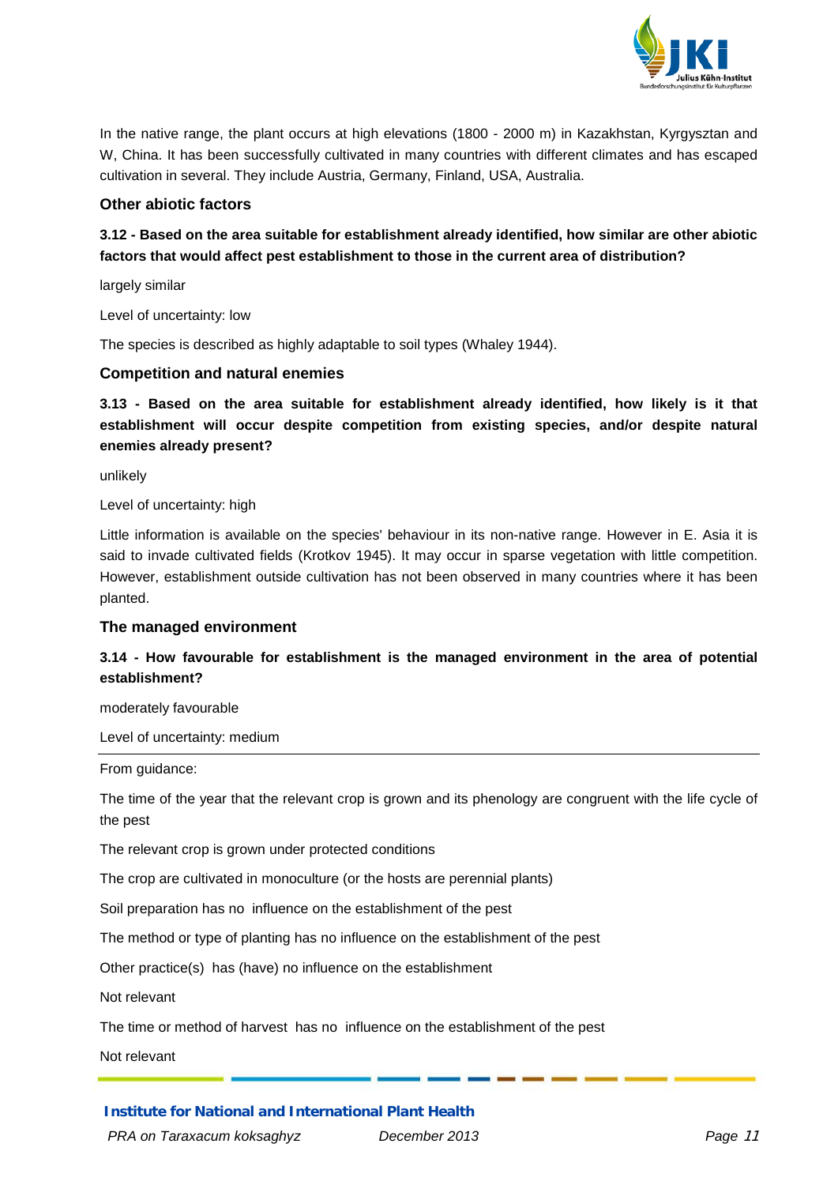In the native range, the plant occurs at high elevations (1800 - 2000 m) in Kazakhstan, Kyrgysztan and W, China. It has been successfully cultivated in many countries with different climates and has escaped cultivation in several. They include Austria, Germany, Finland, USA, Australia.

### Other abiotic factors

**3.12 - Based on the area suitable for establishment already identified, how similar are other abiotic factors that would affect pest establishment to those in the current area of distribution?**

largely similar

Level of uncertainty: low

The species is described as highly adaptable to soil types (Whaley 1944).

### Competition and natural enemies

**3.13 - Based on the area suitable for establishment already identified, how likely is it that establishment will occur despite competition from existing species, and/or despite natural enemies already present?**

unlikely

Level of uncertainty: high

Little information is available on the species' behaviour in its non-native range. However in E. Asia it is said to invade cultivated fields (Krotkov 1945). It may occur in sparse vegetation with little competition. However, establishment outside cultivation has not been observed in many countries where it has been planted.

### The managed environment

**3.14 - How favourable for establishment is the managed environment in the area of potential establishment?**

moderately favourable

Level of uncertainty: medium

---

From guidance:

The time of the year that the relevant crop is grown and its phenology are congruent with the life cycle of the pest

The relevant crop is grown under protected conditions

The crop are cultivated in monoculture (or the hosts are perennial plants)

Soil preparation has no influence on the establishment of the pest

The method or type of planting has no influence on the establishment of the pest

Other practice(s) has (have) no influence on the establishment

Not relevant

The time or method of harvest has no influence on the establishment of the pest

Not relevant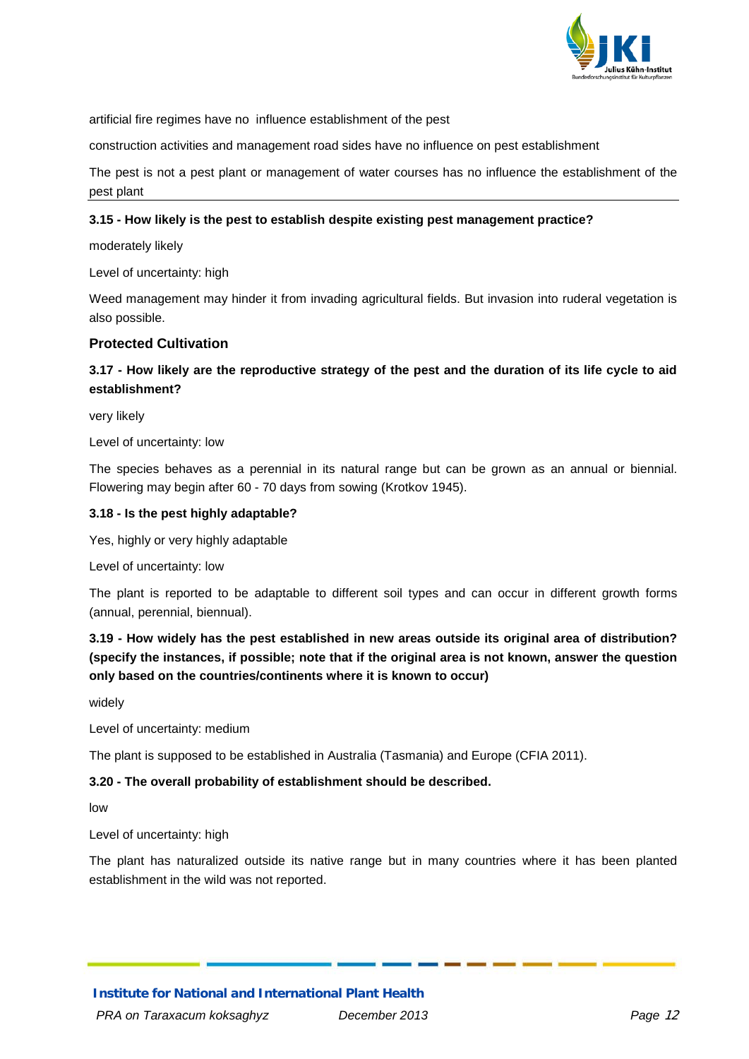artificial fire regimes have no  influence establishment of the pest

construction activities and management road sides have no influence on pest establishment

The pest is not a pest plant or management of water courses has no influence the establishment of the pest plant

---

**3.15 - How likely is the pest to establish despite existing pest management practice?**

moderately likely

Level of uncertainty: high

Weed management may hinder it from invading agricultural fields. But invasion into ruderal vegetation is also possible.

### Protected Cultivation

**3.17 - How likely are the reproductive strategy of the pest and the duration of its life cycle to aid establishment?**

very likely

Level of uncertainty: low

The species behaves as a perennial in its natural range but can be grown as an annual or biennial. Flowering may begin after 60 - 70 days from sowing (Krotkov 1945).

**3.18 - Is the pest highly adaptable?**

Yes, highly or very highly adaptable

Level of uncertainty: low

The plant is reported to be adaptable to different soil types and can occur in different growth forms (annual, perennial, biennual).

**3.19 - How widely has the pest established in new areas outside its original area of distribution? (specify the instances, if possible; note that if the original area is not known, answer the question only based on the countries/continents where it is known to occur)**

widely

Level of uncertainty: medium

The plant is supposed to be established in Australia (Tasmania) and Europe (CFIA 2011).

**3.20 - The overall probability of establishment should be described.**

low

Level of uncertainty: high

The plant has naturalized outside its native range but in many countries where it has been planted establishment in the wild was not reported.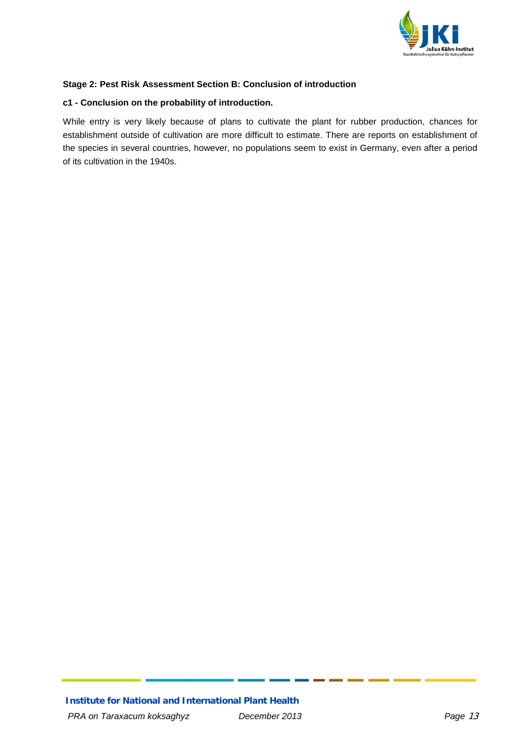**Stage 2: Pest Risk Assessment Section B: Conclusion of introduction**

**c1 - Conclusion on the probability of introduction.**

While entry is very likely because of plans to cultivate the plant for rubber production, chances for establishment outside of cultivation are more difficult to estimate. There are reports on establishment of the species in several countries, however, no populations seem to exist in Germany, even after a period of its cultivation in the 1940s.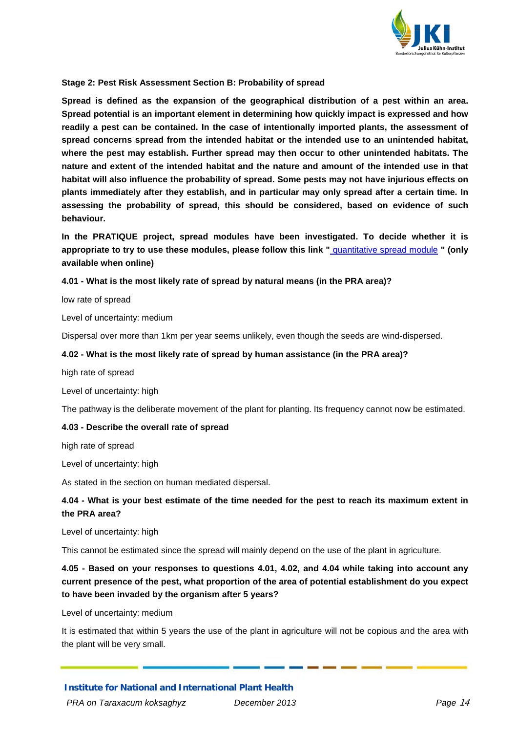**Stage 2: Pest Risk Assessment Section B: Probability of spread**

**Spread is defined as the expansion of the geographical distribution of a pest within an area. Spread potential is an important element in determining how quickly impact is expressed and how readily a pest can be contained. In the case of intentionally imported plants, the assessment of spread concerns spread from the intended habitat or the intended use to an unintended habitat, where the pest may establish. Further spread may then occur to other unintended habitats. The nature and extent of the intended habitat and the nature and amount of the intended use in that habitat will also influence the probability of spread. Some pests may not have injurious effects on plants immediately after they establish, and in particular may only spread after a certain time. In assessing the probability of spread, this should be considered, based on evidence of such behaviour.**

**In the PRATIQUE project, spread modules have been investigated. To decide whether it is appropriate to try to use these modules, please follow this link "** quantitative spread module **" (only available when online)**

**4.01 - What is the most likely rate of spread by natural means (in the PRA area)?**

low rate of spread

Level of uncertainty: medium

Dispersal over more than 1km per year seems unlikely, even though the seeds are wind-dispersed.

**4.02 - What is the most likely rate of spread by human assistance (in the PRA area)?**

high rate of spread

Level of uncertainty: high

The pathway is the deliberate movement of the plant for planting. Its frequency cannot now be estimated.

**4.03 - Describe the overall rate of spread**

high rate of spread

Level of uncertainty: high

As stated in the section on human mediated dispersal.

**4.04 - What is your best estimate of the time needed for the pest to reach its maximum extent in the PRA area?**

Level of uncertainty: high

This cannot be estimated since the spread will mainly depend on the use of the plant in agriculture.

**4.05 - Based on your responses to questions 4.01, 4.02, and 4.04 while taking into account any current presence of the pest, what proportion of the area of potential establishment do you expect to have been invaded by the organism after 5 years?**

Level of uncertainty: medium

It is estimated that within 5 years the use of the plant in agriculture will not be copious and the area with the plant will be very small.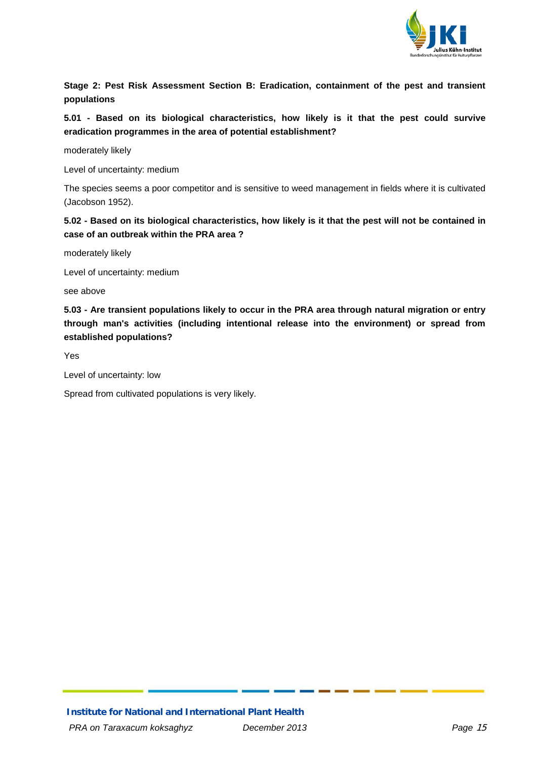**Stage 2: Pest Risk Assessment Section B: Eradication, containment of the pest and transient populations**

**5.01 - Based on its biological characteristics, how likely is it that the pest could survive eradication programmes in the area of potential establishment?**

moderately likely

Level of uncertainty: medium

The species seems a poor competitor and is sensitive to weed management in fields where it is cultivated (Jacobson 1952).

**5.02 - Based on its biological characteristics, how likely is it that the pest will not be contained in case of an outbreak within the PRA area ?**

moderately likely

Level of uncertainty: medium

see above

**5.03 - Are transient populations likely to occur in the PRA area through natural migration or entry through man's activities (including intentional release into the environment) or spread from established populations?**

Yes

Level of uncertainty: low

Spread from cultivated populations is very likely.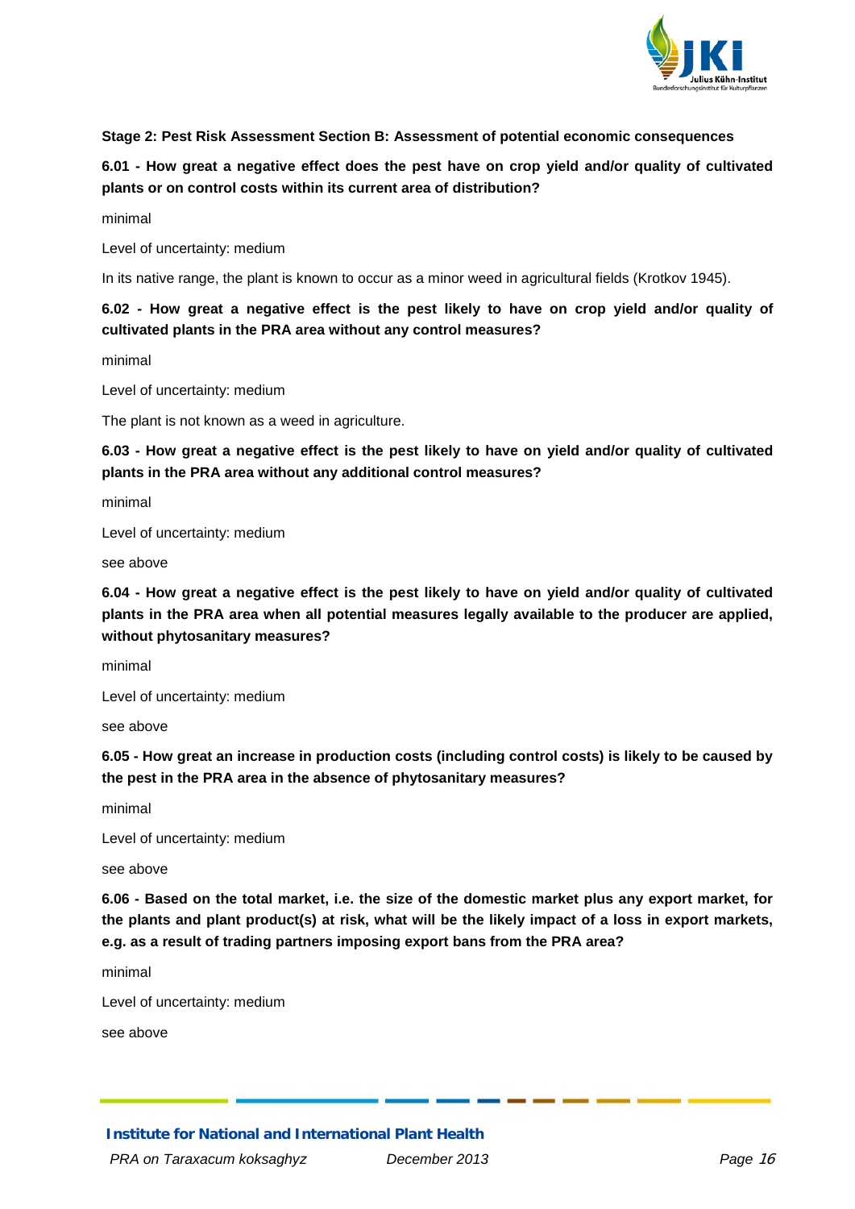**Stage 2: Pest Risk Assessment Section B: Assessment of potential economic consequences**

**6.01 - How great a negative effect does the pest have on crop yield and/or quality of cultivated plants or on control costs within its current area of distribution?**

minimal

Level of uncertainty: medium

In its native range, the plant is known to occur as a minor weed in agricultural fields (Krotkov 1945).

**6.02 - How great a negative effect is the pest likely to have on crop yield and/or quality of cultivated plants in the PRA area without any control measures?**

minimal

Level of uncertainty: medium

The plant is not known as a weed in agriculture.

**6.03 - How great a negative effect is the pest likely to have on yield and/or quality of cultivated plants in the PRA area without any additional control measures?**

minimal

Level of uncertainty: medium

see above

**6.04 - How great a negative effect is the pest likely to have on yield and/or quality of cultivated plants in the PRA area when all potential measures legally available to the producer are applied, without phytosanitary measures?**

minimal

Level of uncertainty: medium

see above

**6.05 - How great an increase in production costs (including control costs) is likely to be caused by the pest in the PRA area in the absence of phytosanitary measures?**

minimal

Level of uncertainty: medium

see above

**6.06 - Based on the total market, i.e. the size of the domestic market plus any export market, for the plants and plant product(s) at risk, what will be the likely impact of a loss in export markets, e.g. as a result of trading partners imposing export bans from the PRA area?**

minimal

Level of uncertainty: medium

see above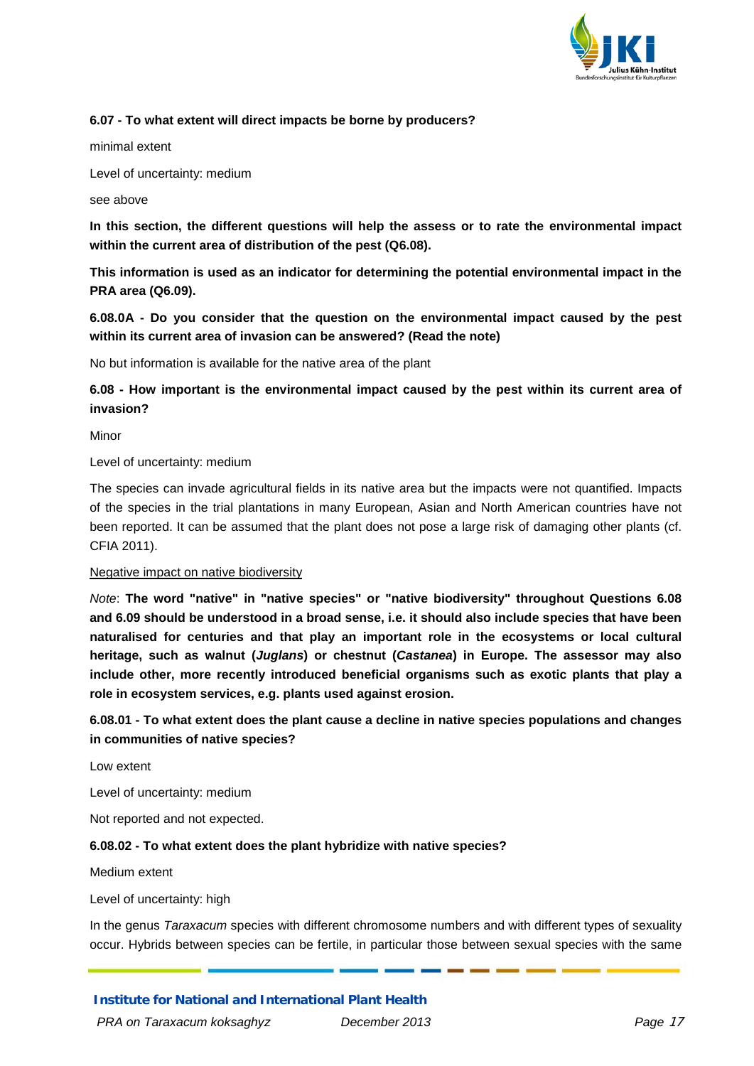**6.07 - To what extent will direct impacts be borne by producers?**

minimal extent

Level of uncertainty: medium

see above

**In this section, the different questions will help the assess or to rate the environmental impact within the current area of distribution of the pest (Q6.08).**

**This information is used as an indicator for determining the potential environmental impact in the PRA area (Q6.09).**

**6.08.0A - Do you consider that the question on the environmental impact caused by the pest within its current area of invasion can be answered? (Read the note)**

No but information is available for the native area of the plant

**6.08 - How important is the environmental impact caused by the pest within its current area of invasion?**

Minor

Level of uncertainty: medium

The species can invade agricultural fields in its native area but the impacts were not quantified. Impacts of the species in the trial plantations in many European, Asian and North American countries have not been reported. It can be assumed that the plant does not pose a large risk of damaging other plants (cf. CFIA 2011).

<u>Negative impact on native biodiversity</u>

*Note*: **The word "native" in "native species" or "native biodiversity" throughout Questions 6.08 and 6.09 should be understood in a broad sense, i.e. it should also include species that have been naturalised for centuries and that play an important role in the ecosystems or local cultural heritage, such as walnut (*Juglans*) or chestnut (*Castanea*) in Europe. The assessor may also include other, more recently introduced beneficial organisms such as exotic plants that play a role in ecosystem services, e.g. plants used against erosion.**

**6.08.01 - To what extent does the plant cause a decline in native species populations and changes in communities of native species?**

Low extent

Level of uncertainty: medium

Not reported and not expected.

**6.08.02 - To what extent does the plant hybridize with native species?**

Medium extent

Level of uncertainty: high

In the genus *Taraxacum* species with different chromosome numbers and with different types of sexuality occur. Hybrids between species can be fertile, in particular those between sexual species with the same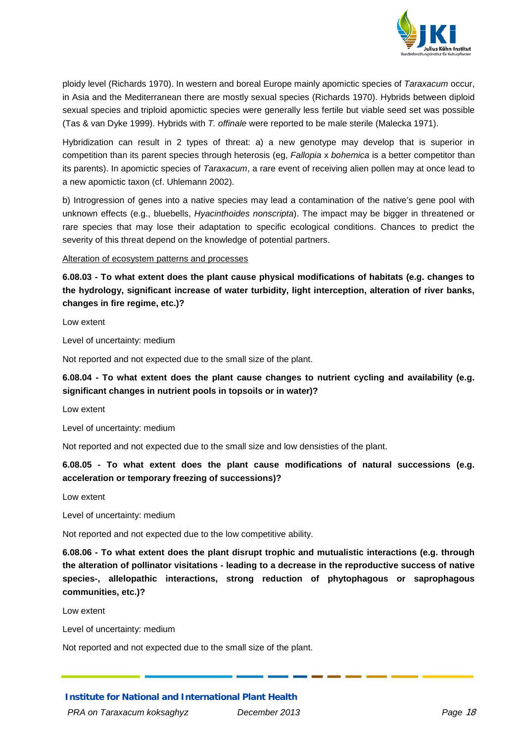ploidy level (Richards 1970). In western and boreal Europe mainly apomictic species of *Taraxacum* occur, in Asia and the Mediterranean there are mostly sexual species (Richards 1970). Hybrids between diploid sexual species and triploid apomictic species were generally less fertile but viable seed set was possible (Tas & van Dyke 1999). Hybrids with *T. offinale* were reported to be male sterile (Malecka 1971).

Hybridization can result in 2 types of threat: a) a new genotype may develop that is superior in competition than its parent species through heterosis (eg, *Fallopia* x *bohemica* is a better competitor than its parents). In apomictic species of *Taraxacum*, a rare event of receiving alien pollen may at once lead to a new apomictic taxon (cf. Uhlemann 2002).

b) Introgression of genes into a native species may lead a contamination of the native's gene pool with unknown effects (e.g., bluebells, *Hyacinthoides nonscripta*). The impact may be bigger in threatened or rare species that may lose their adaptation to specific ecological conditions. Chances to predict the severity of this threat depend on the knowledge of potential partners.

<u>Alteration of ecosystem patterns and processes</u>

**6.08.03 - To what extent does the plant cause physical modifications of habitats (e.g. changes to the hydrology, significant increase of water turbidity, light interception, alteration of river banks, changes in fire regime, etc.)?**

Low extent

Level of uncertainty: medium

Not reported and not expected due to the small size of the plant.

**6.08.04 - To what extent does the plant cause changes to nutrient cycling and availability (e.g. significant changes in nutrient pools in topsoils or in water)?**

Low extent

Level of uncertainty: medium

Not reported and not expected due to the small size and low densisties of the plant.

**6.08.05 - To what extent does the plant cause modifications of natural successions (e.g. acceleration or temporary freezing of successions)?**

Low extent

Level of uncertainty: medium

Not reported and not expected due to the low competitive ability.

**6.08.06 - To what extent does the plant disrupt trophic and mutualistic interactions (e.g. through the alteration of pollinator visitations - leading to a decrease in the reproductive success of native species-, allelopathic interactions, strong reduction of phytophagous or saprophagous communities, etc.)?**

Low extent

Level of uncertainty: medium

Not reported and not expected due to the small size of the plant.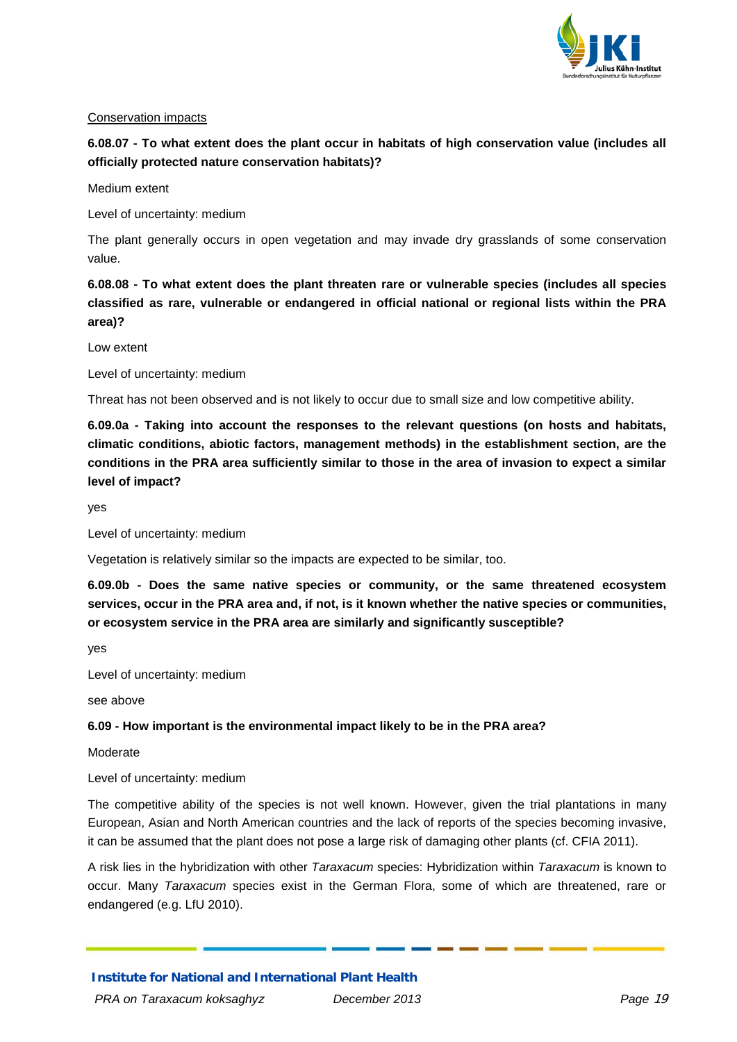Conservation impacts

**6.08.07 - To what extent does the plant occur in habitats of high conservation value (includes all officially protected nature conservation habitats)?**

Medium extent

Level of uncertainty: medium

The plant generally occurs in open vegetation and may invade dry grasslands of some conservation value.

**6.08.08 - To what extent does the plant threaten rare or vulnerable species (includes all species classified as rare, vulnerable or endangered in official national or regional lists within the PRA area)?**

Low extent

Level of uncertainty: medium

Threat has not been observed and is not likely to occur due to small size and low competitive ability.

**6.09.0a - Taking into account the responses to the relevant questions (on hosts and habitats, climatic conditions, abiotic factors, management methods) in the establishment section, are the conditions in the PRA area sufficiently similar to those in the area of invasion to expect a similar level of impact?**

yes

Level of uncertainty: medium

Vegetation is relatively similar so the impacts are expected to be similar, too.

**6.09.0b - Does the same native species or community, or the same threatened ecosystem services, occur in the PRA area and, if not, is it known whether the native species or communities, or ecosystem service in the PRA area are similarly and significantly susceptible?**

yes

Level of uncertainty: medium

see above

**6.09 - How important is the environmental impact likely to be in the PRA area?**

Moderate

Level of uncertainty: medium

The competitive ability of the species is not well known. However, given the trial plantations in many European, Asian and North American countries and the lack of reports of the species becoming invasive, it can be assumed that the plant does not pose a large risk of damaging other plants (cf. CFIA 2011).

A risk lies in the hybridization with other *Taraxacum* species: Hybridization within *Taraxacum* is known to occur. Many *Taraxacum* species exist in the German Flora, some of which are threatened, rare or endangered (e.g. LfU 2010).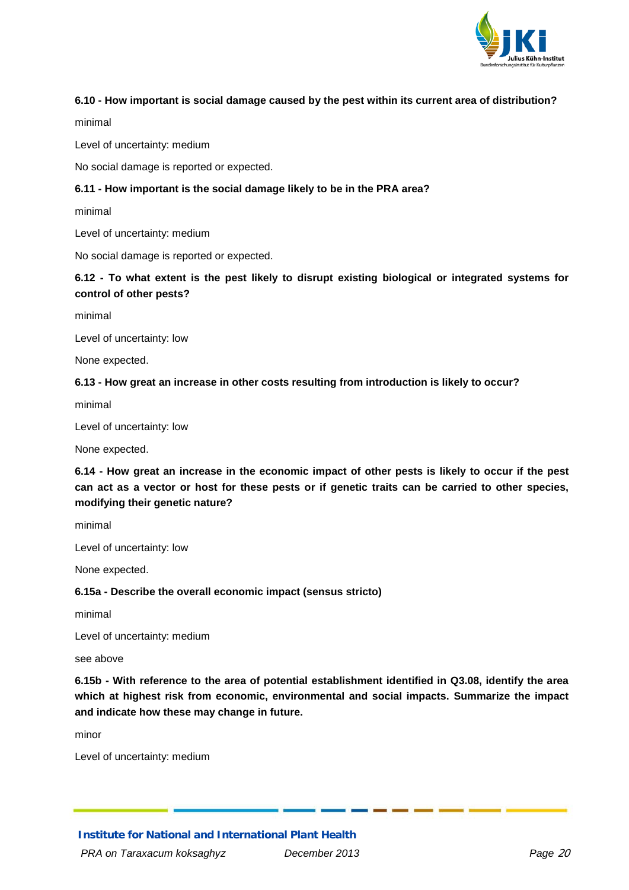**6.10 - How important is social damage caused by the pest within its current area of distribution?**

minimal

Level of uncertainty: medium

No social damage is reported or expected.

**6.11 - How important is the social damage likely to be in the PRA area?**

minimal

Level of uncertainty: medium

No social damage is reported or expected.

**6.12 - To what extent is the pest likely to disrupt existing biological or integrated systems for control of other pests?**

minimal

Level of uncertainty: low

None expected.

**6.13 - How great an increase in other costs resulting from introduction is likely to occur?**

minimal

Level of uncertainty: low

None expected.

**6.14 - How great an increase in the economic impact of other pests is likely to occur if the pest can act as a vector or host for these pests or if genetic traits can be carried to other species, modifying their genetic nature?**

minimal

Level of uncertainty: low

None expected.

**6.15a - Describe the overall economic impact (sensus stricto)**

minimal

Level of uncertainty: medium

see above

**6.15b - With reference to the area of potential establishment identified in Q3.08, identify the area which at highest risk from economic, environmental and social impacts. Summarize the impact and indicate how these may change in future.**

minor

Level of uncertainty: medium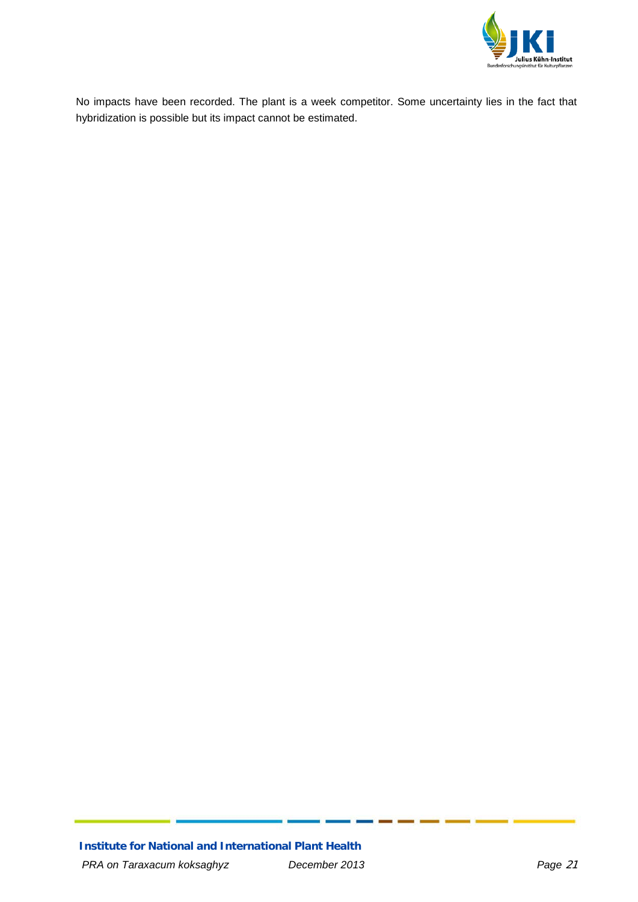No impacts have been recorded. The plant is a week competitor. Some uncertainty lies in the fact that hybridization is possible but its impact cannot be estimated.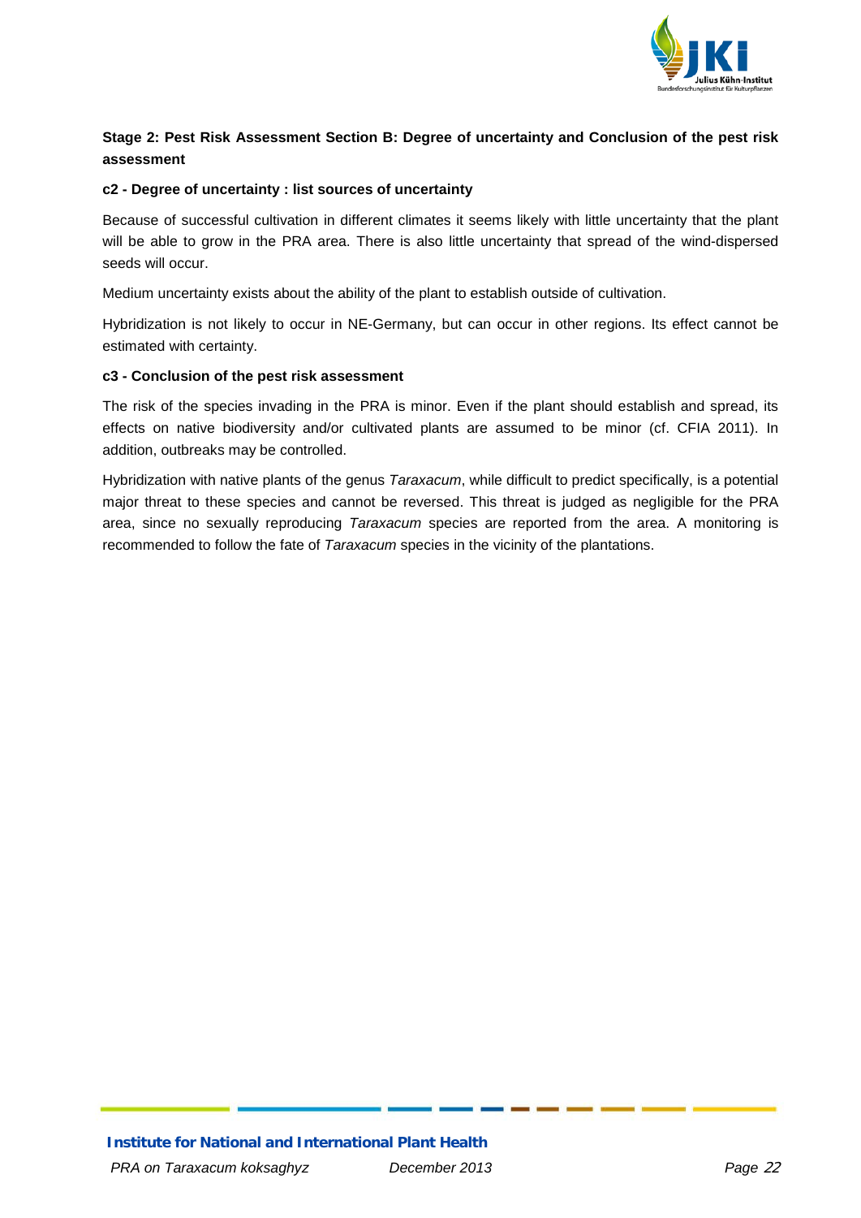**Stage 2: Pest Risk Assessment Section B: Degree of uncertainty and Conclusion of the pest risk assessment**

**c2 - Degree of uncertainty : list sources of uncertainty**

Because of successful cultivation in different climates it seems likely with little uncertainty that the plant will be able to grow in the PRA area. There is also little uncertainty that spread of the wind-dispersed seeds will occur.

Medium uncertainty exists about the ability of the plant to establish outside of cultivation.

Hybridization is not likely to occur in NE-Germany, but can occur in other regions. Its effect cannot be estimated with certainty.

**c3 - Conclusion of the pest risk assessment**

The risk of the species invading in the PRA is minor. Even if the plant should establish and spread, its effects on native biodiversity and/or cultivated plants are assumed to be minor (cf. CFIA 2011). In addition, outbreaks may be controlled.

Hybridization with native plants of the genus *Taraxacum*, while difficult to predict specifically, is a potential major threat to these species and cannot be reversed. This threat is judged as negligible for the PRA area, since no sexually reproducing *Taraxacum* species are reported from the area. A monitoring is recommended to follow the fate of *Taraxacum* species in the vicinity of the plantations.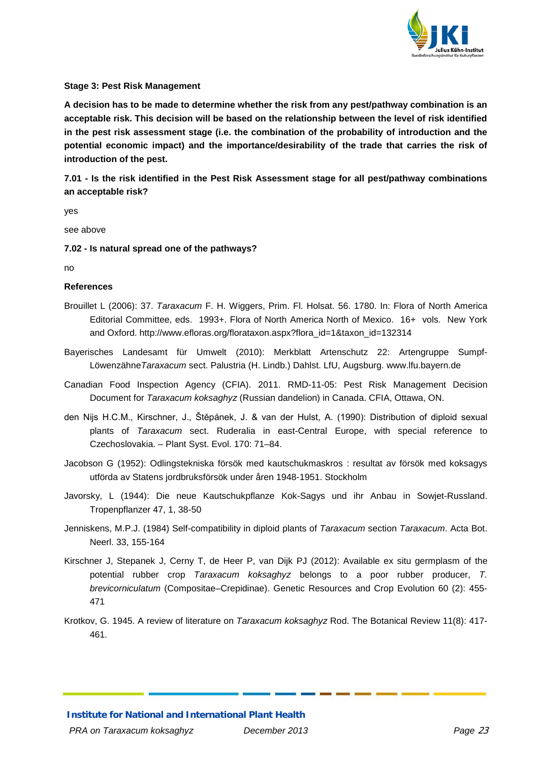**Stage 3: Pest Risk Management**

**A decision has to be made to determine whether the risk from any pest/pathway combination is an acceptable risk. This decision will be based on the relationship between the level of risk identified in the pest risk assessment stage (i.e. the combination of the probability of introduction and the potential economic impact) and the importance/desirability of the trade that carries the risk of introduction of the pest.**

**7.01 - Is the risk identified in the Pest Risk Assessment stage for all pest/pathway combinations an acceptable risk?**

yes

see above

**7.02 - Is natural spread one of the pathways?**

no

**References**

Brouillet L (2006): 37. *Taraxacum* F. H. Wiggers, Prim. Fl. Holsat. 56. 1780. In: Flora of North America Editorial Committee, eds. 1993+. Flora of North America North of Mexico. 16+ vols. New York and Oxford. http://www.efloras.org/florataxon.aspx?flora_id=1&taxon_id=132314

Bayerisches Landesamt für Umwelt (2010): Merkblatt Artenschutz 22: Artengruppe Sumpf-Löwenzähne*Taraxacum* sect. Palustria (H. Lindb.) Dahlst. LfU, Augsburg. www.lfu.bayern.de

Canadian Food Inspection Agency (CFIA). 2011. RMD-11-05: Pest Risk Management Decision Document for *Taraxacum koksaghyz* (Russian dandelion) in Canada. CFIA, Ottawa, ON.

den Nijs H.C.M., Kirschner, J., Štěpánek, J. & van der Hulst, A. (1990): Distribution of diploid sexual plants of *Taraxacum* sect. Ruderalia in east-Central Europe, with special reference to Czechoslovakia. – Plant Syst. Evol. 170: 71–84.

Jacobson G (1952): Odlingstekniska försök med kautschukmaskros : resultat av försök med koksagys utförda av Statens jordbruksförsök under åren 1948-1951. Stockholm

Javorsky, L (1944): Die neue Kautschukpflanze Kok-Sagys und ihr Anbau in Sowjet-Russland. Tropenpflanzer 47, 1, 38-50

Jenniskens, M.P.J. (1984) Self-compatibility in diploid plants of *Taraxacum* section *Taraxacum*. Acta Bot. Neerl. 33, 155-164

Kirschner J, Stepanek J, Cerny T, de Heer P, van Dijk PJ (2012): Available ex situ germplasm of the potential rubber crop *Taraxacum koksaghyz* belongs to a poor rubber producer, *T. brevicorniculatum* (Compositae–Crepidinae). Genetic Resources and Crop Evolution 60 (2): 455-471

Krotkov, G. 1945. A review of literature on *Taraxacum koksaghyz* Rod. The Botanical Review 11(8): 417-461.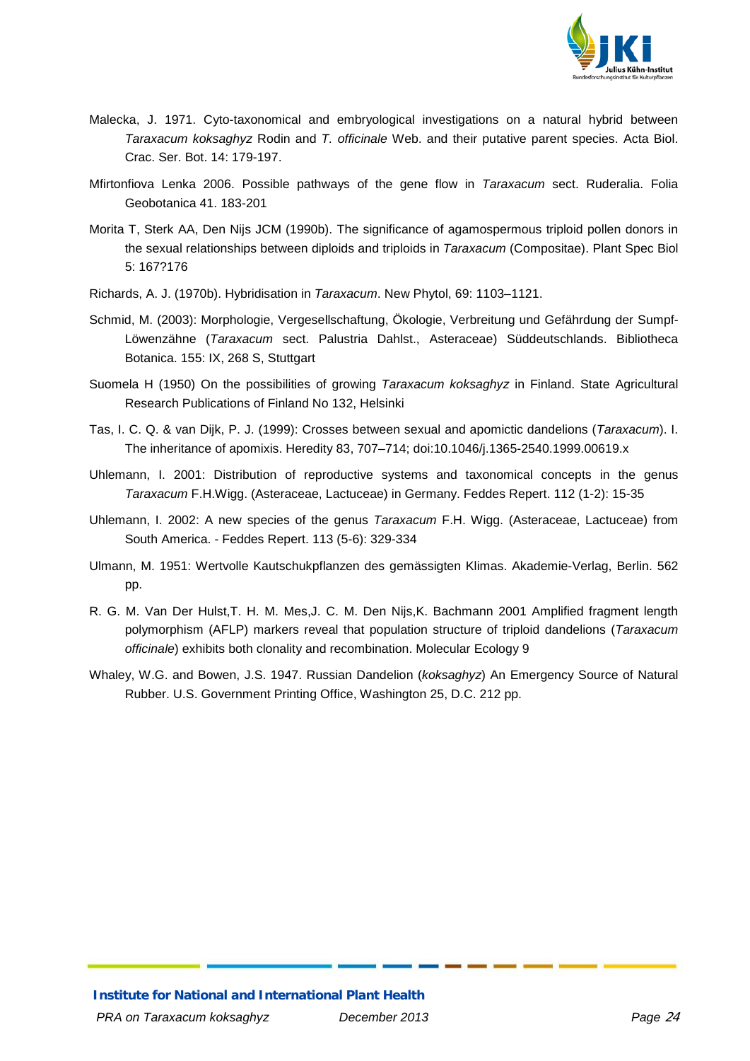Malecka, J. 1971. Cyto-taxonomical and embryological investigations on a natural hybrid between *Taraxacum koksaghyz* Rodin and *T. officinale* Web. and their putative parent species. Acta Biol. Crac. Ser. Bot. 14: 179-197.

Mfirtonfiova Lenka 2006. Possible pathways of the gene flow in *Taraxacum* sect. Ruderalia. Folia Geobotanica 41. 183-201

Morita T, Sterk AA, Den Nijs JCM (1990b). The significance of agamospermous triploid pollen donors in the sexual relationships between diploids and triploids in *Taraxacum* (Compositae). Plant Spec Biol 5: 167?176

Richards, A. J. (1970b). Hybridisation in *Taraxacum*. New Phytol, 69: 1103–1121.

Schmid, M. (2003): Morphologie, Vergesellschaftung, Ökologie, Verbreitung und Gefährdung der Sumpf-Löwenzähne (*Taraxacum* sect. Palustria Dahlst., Asteraceae) Süddeutschlands. Bibliotheca Botanica. 155: IX, 268 S, Stuttgart

Suomela H (1950) On the possibilities of growing *Taraxacum koksaghyz* in Finland. State Agricultural Research Publications of Finland No 132, Helsinki

Tas, I. C. Q. & van Dijk, P. J. (1999): Crosses between sexual and apomictic dandelions (*Taraxacum*). I. The inheritance of apomixis. Heredity 83, 707–714; doi:10.1046/j.1365-2540.1999.00619.x

Uhlemann, I. 2001: Distribution of reproductive systems and taxonomical concepts in the genus *Taraxacum* F.H.Wigg. (Asteraceae, Lactuceae) in Germany. Feddes Repert. 112 (1-2): 15-35

Uhlemann, I. 2002: A new species of the genus *Taraxacum* F.H. Wigg. (Asteraceae, Lactuceae) from South America. - Feddes Repert. 113 (5-6): 329-334

Ulmann, M. 1951: Wertvolle Kautschukpflanzen des gemässigten Klimas. Akademie-Verlag, Berlin. 562 pp.

R. G. M. Van Der Hulst,T. H. M. Mes,J. C. M. Den Nijs,K. Bachmann 2001 Amplified fragment length polymorphism (AFLP) markers reveal that population structure of triploid dandelions (*Taraxacum officinale*) exhibits both clonality and recombination. Molecular Ecology 9

Whaley, W.G. and Bowen, J.S. 1947. Russian Dandelion (*koksaghyz*) An Emergency Source of Natural Rubber. U.S. Government Printing Office, Washington 25, D.C. 212 pp.